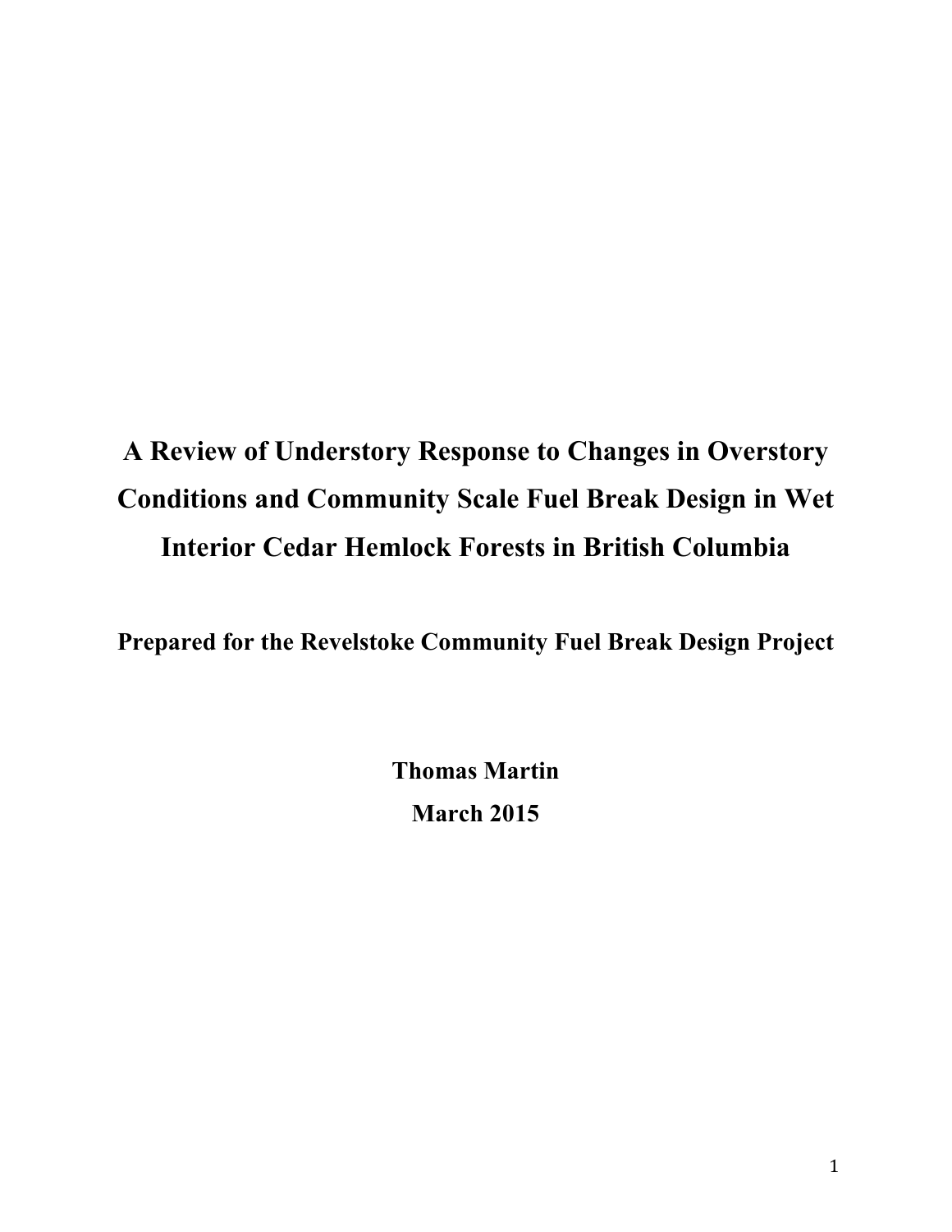# A Review of Understory Response to Changes in Overstory Conditions and Community Scale Fuel Break Design in Wet Interior Cedar Hemlock Forests in British Columbia

**Prepared for the Revelstoke Community Fuel Break Design Project**

**Thomas Martin**

**March 2015**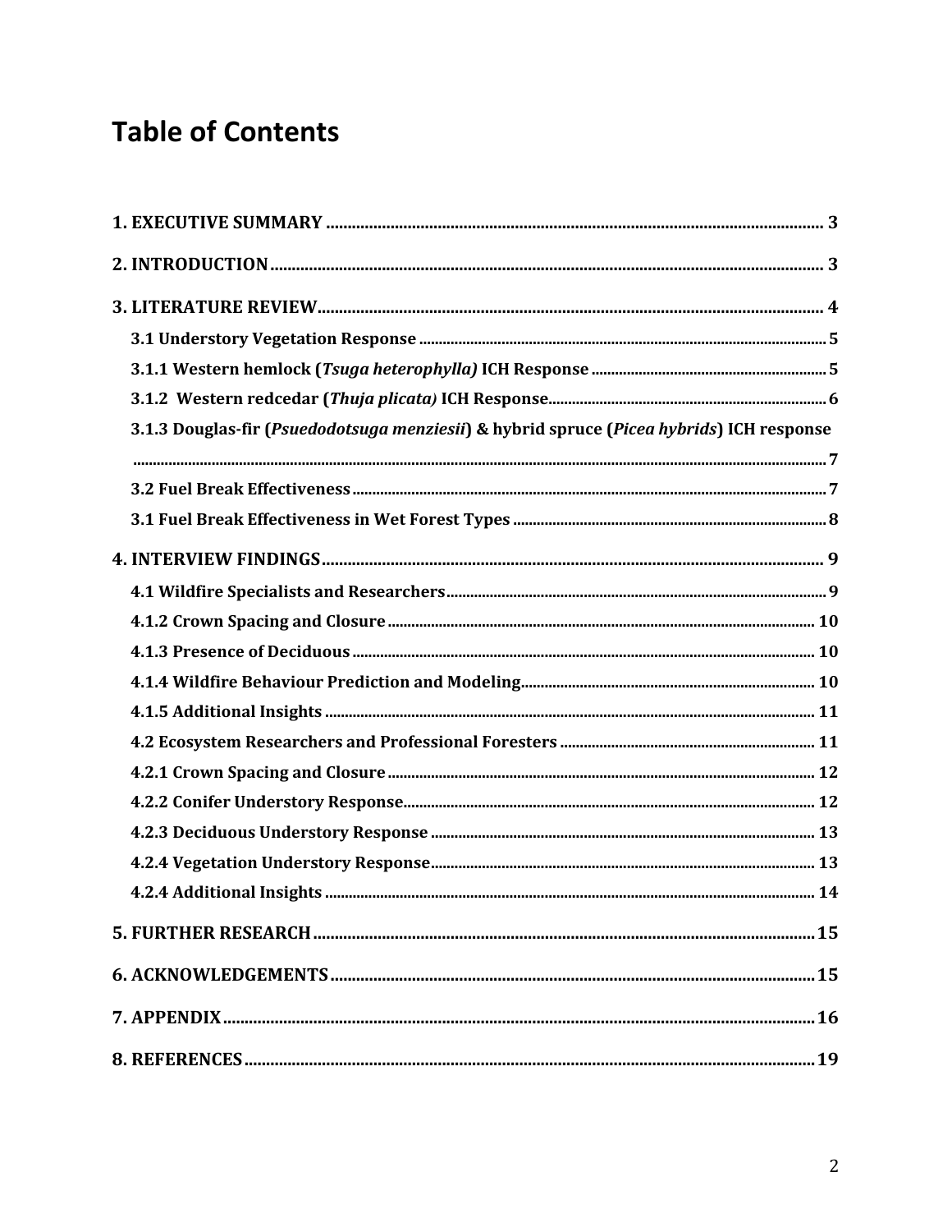# Table of Contents

**1. EXECUTIVE SUMMARY** ..... 3

**2. INTRODUCTION** ..... 3

**3. LITERATURE REVIEW** ..... 4

- **3.1 Understory Vegetation Response** ..... 5
- **3.1.1 Western hemlock (*Tsuga heterophylla)* ICH Response** ..... 5
- **3.1.2 Western redcedar (*Thuja plicata)* ICH Response** ..... 6
- **3.1.3 Douglas-fir (*Psuedodotsuga menziesii*) & hybrid spruce (*Picea hybrids*) ICH response** ..... 7
- **3.2 Fuel Break Effectiveness** ..... 7
- **3.1 Fuel Break Effectiveness in Wet Forest Types** ..... 8

**4. INTERVIEW FINDINGS** ..... 9

- **4.1 Wildfire Specialists and Researchers** ..... 9
- **4.1.2 Crown Spacing and Closure** ..... 10
- **4.1.3 Presence of Deciduous** ..... 10
- **4.1.4 Wildfire Behaviour Prediction and Modeling** ..... 10
- **4.1.5 Additional Insights** ..... 11
- **4.2 Ecosystem Researchers and Professional Foresters** ..... 11
- **4.2.1 Crown Spacing and Closure** ..... 12
- **4.2.2 Conifer Understory Response** ..... 12
- **4.2.3 Deciduous Understory Response** ..... 13
- **4.2.4 Vegetation Understory Response** ..... 13
- **4.2.4 Additional Insights** ..... 14

**5. FURTHER RESEARCH** ..... 15

**6. ACKNOWLEDGEMENTS** ..... 15

**7. APPENDIX** ..... 16

**8. REFERENCES** ..... 19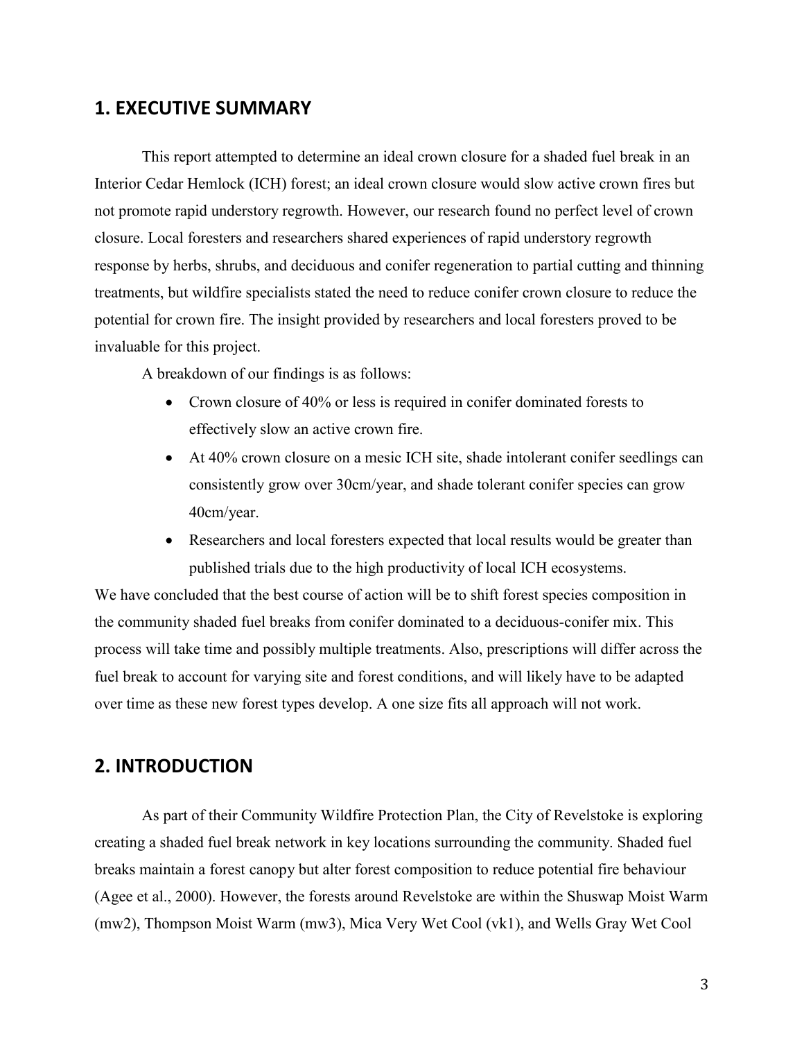## 1. EXECUTIVE SUMMARY

This report attempted to determine an ideal crown closure for a shaded fuel break in an Interior Cedar Hemlock (ICH) forest; an ideal crown closure would slow active crown fires but not promote rapid understory regrowth. However, our research found no perfect level of crown closure. Local foresters and researchers shared experiences of rapid understory regrowth response by herbs, shrubs, and deciduous and conifer regeneration to partial cutting and thinning treatments, but wildfire specialists stated the need to reduce conifer crown closure to reduce the potential for crown fire. The insight provided by researchers and local foresters proved to be invaluable for this project.

A breakdown of our findings is as follows:

- Crown closure of 40% or less is required in conifer dominated forests to effectively slow an active crown fire.
- At 40% crown closure on a mesic ICH site, shade intolerant conifer seedlings can consistently grow over 30cm/year, and shade tolerant conifer species can grow 40cm/year.
- Researchers and local foresters expected that local results would be greater than published trials due to the high productivity of local ICH ecosystems.

We have concluded that the best course of action will be to shift forest species composition in the community shaded fuel breaks from conifer dominated to a deciduous-conifer mix. This process will take time and possibly multiple treatments. Also, prescriptions will differ across the fuel break to account for varying site and forest conditions, and will likely have to be adapted over time as these new forest types develop. A one size fits all approach will not work.

## 2. INTRODUCTION

As part of their Community Wildfire Protection Plan, the City of Revelstoke is exploring creating a shaded fuel break network in key locations surrounding the community. Shaded fuel breaks maintain a forest canopy but alter forest composition to reduce potential fire behaviour (Agee et al., 2000). However, the forests around Revelstoke are within the Shuswap Moist Warm (mw2), Thompson Moist Warm (mw3), Mica Very Wet Cool (vk1), and Wells Gray Wet Cool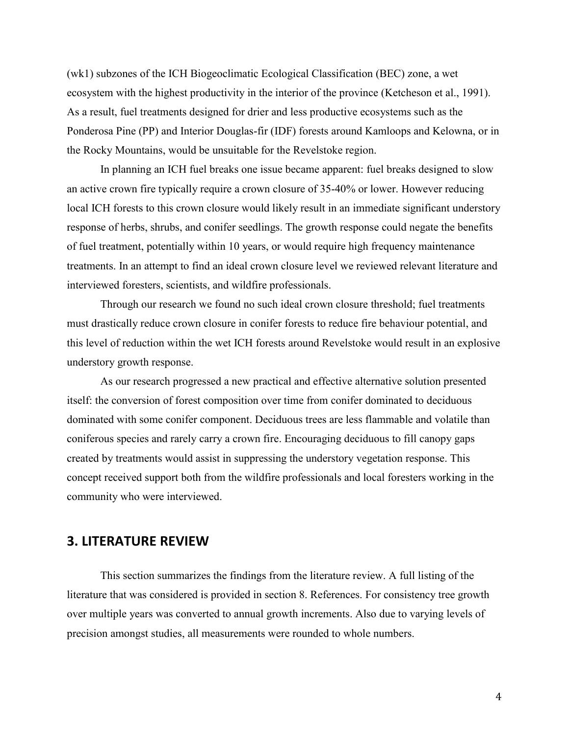(wk1) subzones of the ICH Biogeoclimatic Ecological Classification (BEC) zone, a wet ecosystem with the highest productivity in the interior of the province (Ketcheson et al., 1991). As a result, fuel treatments designed for drier and less productive ecosystems such as the Ponderosa Pine (PP) and Interior Douglas-fir (IDF) forests around Kamloops and Kelowna, or in the Rocky Mountains, would be unsuitable for the Revelstoke region.

In planning an ICH fuel breaks one issue became apparent: fuel breaks designed to slow an active crown fire typically require a crown closure of 35-40% or lower. However reducing local ICH forests to this crown closure would likely result in an immediate significant understory response of herbs, shrubs, and conifer seedlings. The growth response could negate the benefits of fuel treatment, potentially within 10 years, or would require high frequency maintenance treatments. In an attempt to find an ideal crown closure level we reviewed relevant literature and interviewed foresters, scientists, and wildfire professionals.

Through our research we found no such ideal crown closure threshold; fuel treatments must drastically reduce crown closure in conifer forests to reduce fire behaviour potential, and this level of reduction within the wet ICH forests around Revelstoke would result in an explosive understory growth response.

As our research progressed a new practical and effective alternative solution presented itself: the conversion of forest composition over time from conifer dominated to deciduous dominated with some conifer component. Deciduous trees are less flammable and volatile than coniferous species and rarely carry a crown fire. Encouraging deciduous to fill canopy gaps created by treatments would assist in suppressing the understory vegetation response. This concept received support both from the wildfire professionals and local foresters working in the community who were interviewed.

## 3. LITERATURE REVIEW

This section summarizes the findings from the literature review. A full listing of the literature that was considered is provided in section 8. References. For consistency tree growth over multiple years was converted to annual growth increments. Also due to varying levels of precision amongst studies, all measurements were rounded to whole numbers.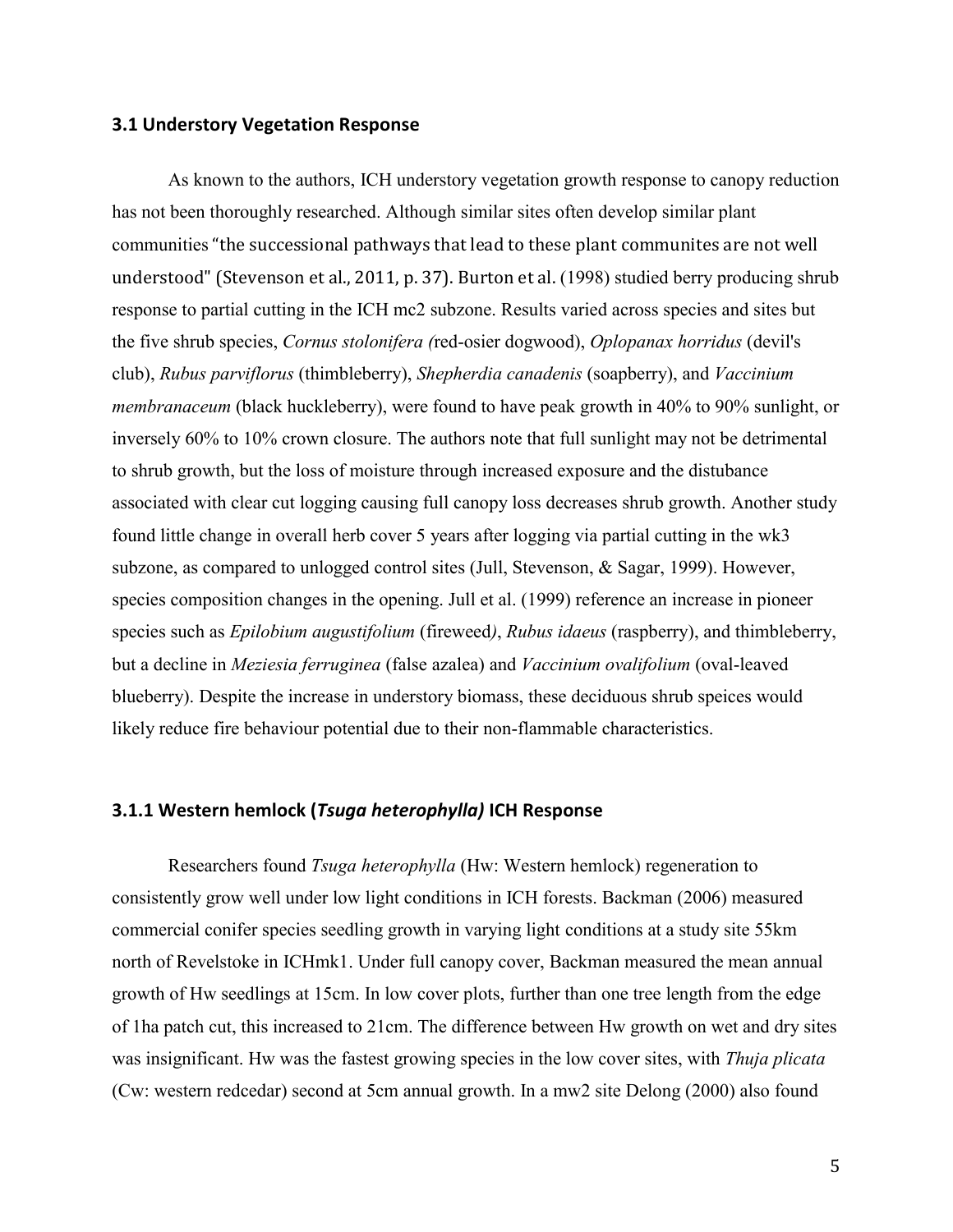### 3.1 Understory Vegetation Response

As known to the authors, ICH understory vegetation growth response to canopy reduction has not been thoroughly researched. Although similar sites often develop similar plant communities "the successional pathways that lead to these plant communites are not well understood" (Stevenson et al., 2011, p. 37). Burton et al. (1998) studied berry producing shrub response to partial cutting in the ICH mc2 subzone. Results varied across species and sites but the five shrub species, *Cornus stolonifera (*red-osier dogwood), *Oplopanax horridus* (devil's club), *Rubus parviflorus* (thimbleberry), *Shepherdia canadenis* (soapberry), and *Vaccinium membranaceum* (black huckleberry), were found to have peak growth in 40% to 90% sunlight, or inversely 60% to 10% crown closure. The authors note that full sunlight may not be detrimental to shrub growth, but the loss of moisture through increased exposure and the distubance associated with clear cut logging causing full canopy loss decreases shrub growth. Another study found little change in overall herb cover 5 years after logging via partial cutting in the wk3 subzone, as compared to unlogged control sites (Jull, Stevenson, & Sagar, 1999). However, species composition changes in the opening. Jull et al. (1999) reference an increase in pioneer species such as *Epilobium augustifolium* (fireweed*)*, *Rubus idaeus* (raspberry), and thimbleberry, but a decline in *Meziesia ferruginea* (false azalea) and *Vaccinium ovalifolium* (oval-leaved blueberry). Despite the increase in understory biomass, these deciduous shrub speices would likely reduce fire behaviour potential due to their non-flammable characteristics.

### 3.1.1 Western hemlock (*Tsuga heterophylla)* ICH Response

Researchers found *Tsuga heterophylla* (Hw: Western hemlock) regeneration to consistently grow well under low light conditions in ICH forests. Backman (2006) measured commercial conifer species seedling growth in varying light conditions at a study site 55km north of Revelstoke in ICHmk1. Under full canopy cover, Backman measured the mean annual growth of Hw seedlings at 15cm. In low cover plots, further than one tree length from the edge of 1ha patch cut, this increased to 21cm. The difference between Hw growth on wet and dry sites was insignificant. Hw was the fastest growing species in the low cover sites, with *Thuja plicata* (Cw: western redcedar) second at 5cm annual growth. In a mw2 site Delong (2000) also found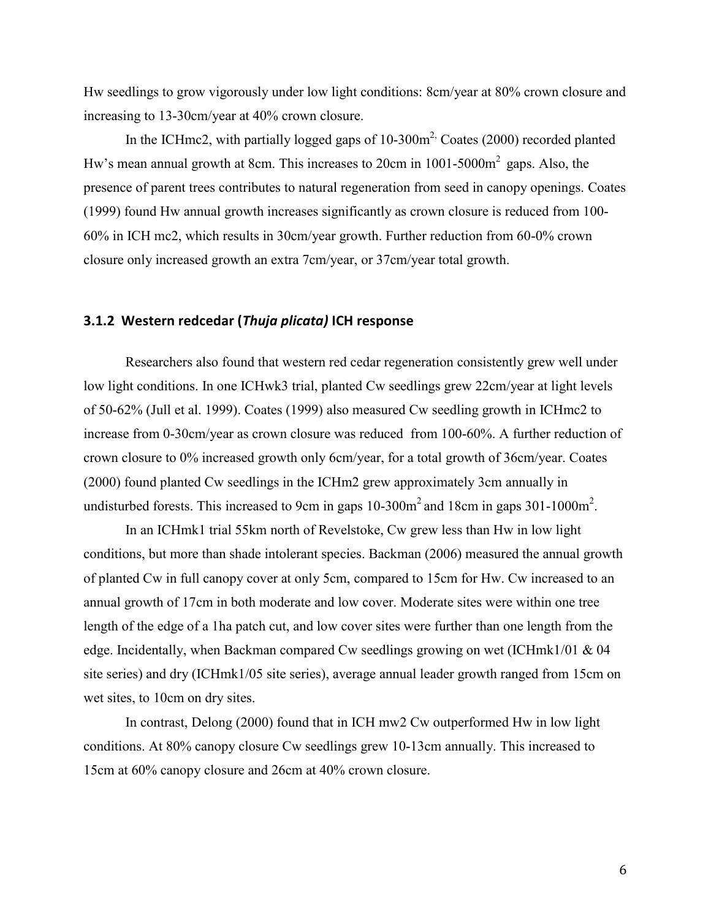Hw seedlings to grow vigorously under low light conditions: 8cm/year at 80% crown closure and increasing to 13-30cm/year at 40% crown closure.

In the ICHmc2, with partially logged gaps of 10-300m$^{2,}$ Coates (2000) recorded planted Hw's mean annual growth at 8cm. This increases to 20cm in 1001-5000m$^2$ gaps. Also, the presence of parent trees contributes to natural regeneration from seed in canopy openings. Coates (1999) found Hw annual growth increases significantly as crown closure is reduced from 100-60% in ICH mc2, which results in 30cm/year growth. Further reduction from 60-0% crown closure only increased growth an extra 7cm/year, or 37cm/year total growth.

### 3.1.2 Western redcedar (*Thuja plicata)* ICH response

Researchers also found that western red cedar regeneration consistently grew well under low light conditions. In one ICHwk3 trial, planted Cw seedlings grew 22cm/year at light levels of 50-62% (Jull et al. 1999). Coates (1999) also measured Cw seedling growth in ICHmc2 to increase from 0-30cm/year as crown closure was reduced from 100-60%. A further reduction of crown closure to 0% increased growth only 6cm/year, for a total growth of 36cm/year. Coates (2000) found planted Cw seedlings in the ICHm2 grew approximately 3cm annually in undisturbed forests. This increased to 9cm in gaps 10-300m$^2$ and 18cm in gaps 301-1000m$^2$.

In an ICHmk1 trial 55km north of Revelstoke, Cw grew less than Hw in low light conditions, but more than shade intolerant species. Backman (2006) measured the annual growth of planted Cw in full canopy cover at only 5cm, compared to 15cm for Hw. Cw increased to an annual growth of 17cm in both moderate and low cover. Moderate sites were within one tree length of the edge of a 1ha patch cut, and low cover sites were further than one length from the edge. Incidentally, when Backman compared Cw seedlings growing on wet (ICHmk1/01 & 04 site series) and dry (ICHmk1/05 site series), average annual leader growth ranged from 15cm on wet sites, to 10cm on dry sites.

In contrast, Delong (2000) found that in ICH mw2 Cw outperformed Hw in low light conditions. At 80% canopy closure Cw seedlings grew 10-13cm annually. This increased to 15cm at 60% canopy closure and 26cm at 40% crown closure.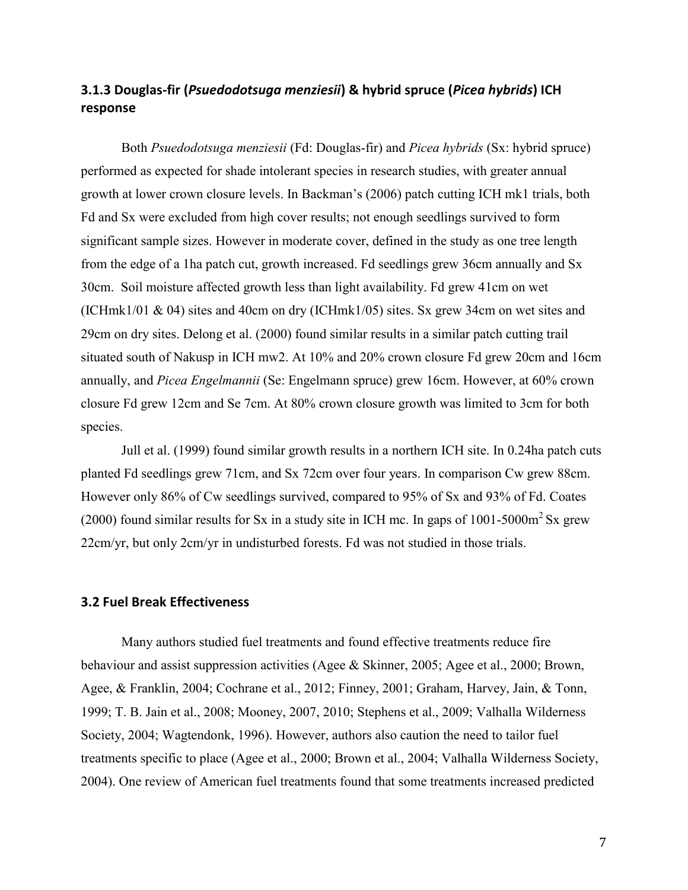### 3.1.3 Douglas-fir (*Psuedodotsuga menziesii*) & hybrid spruce (*Picea hybrids*) ICH response

Both *Psuedodotsuga menziesii* (Fd: Douglas-fir) and *Picea hybrids* (Sx: hybrid spruce) performed as expected for shade intolerant species in research studies, with greater annual growth at lower crown closure levels. In Backman's (2006) patch cutting ICH mk1 trials, both Fd and Sx were excluded from high cover results; not enough seedlings survived to form significant sample sizes. However in moderate cover, defined in the study as one tree length from the edge of a 1ha patch cut, growth increased. Fd seedlings grew 36cm annually and Sx 30cm. Soil moisture affected growth less than light availability. Fd grew 41cm on wet (ICHmk1/01 & 04) sites and 40cm on dry (ICHmk1/05) sites. Sx grew 34cm on wet sites and 29cm on dry sites. Delong et al. (2000) found similar results in a similar patch cutting trail situated south of Nakusp in ICH mw2. At 10% and 20% crown closure Fd grew 20cm and 16cm annually, and *Picea Engelmannii* (Se: Engelmann spruce) grew 16cm. However, at 60% crown closure Fd grew 12cm and Se 7cm. At 80% crown closure growth was limited to 3cm for both species.

Jull et al. (1999) found similar growth results in a northern ICH site. In 0.24ha patch cuts planted Fd seedlings grew 71cm, and Sx 72cm over four years. In comparison Cw grew 88cm. However only 86% of Cw seedlings survived, compared to 95% of Sx and 93% of Fd. Coates (2000) found similar results for Sx in a study site in ICH mc. In gaps of 1001-5000m$^2$ Sx grew 22cm/yr, but only 2cm/yr in undisturbed forests. Fd was not studied in those trials.

## 3.2 Fuel Break Effectiveness

Many authors studied fuel treatments and found effective treatments reduce fire behaviour and assist suppression activities (Agee & Skinner, 2005; Agee et al., 2000; Brown, Agee, & Franklin, 2004; Cochrane et al., 2012; Finney, 2001; Graham, Harvey, Jain, & Tonn, 1999; T. B. Jain et al., 2008; Mooney, 2007, 2010; Stephens et al., 2009; Valhalla Wilderness Society, 2004; Wagtendonk, 1996). However, authors also caution the need to tailor fuel treatments specific to place (Agee et al., 2000; Brown et al., 2004; Valhalla Wilderness Society, 2004). One review of American fuel treatments found that some treatments increased predicted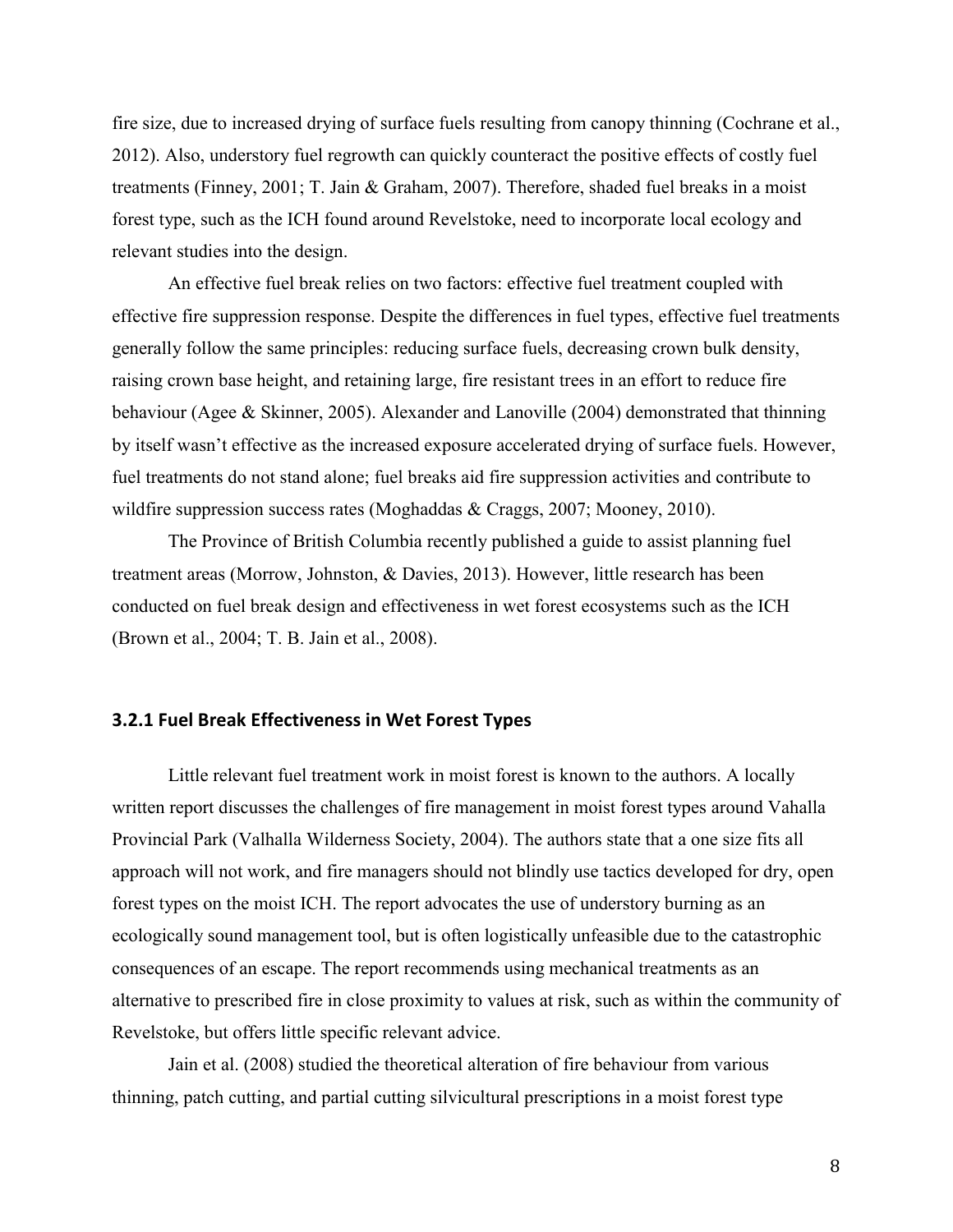fire size, due to increased drying of surface fuels resulting from canopy thinning (Cochrane et al., 2012). Also, understory fuel regrowth can quickly counteract the positive effects of costly fuel treatments (Finney, 2001; T. Jain & Graham, 2007). Therefore, shaded fuel breaks in a moist forest type, such as the ICH found around Revelstoke, need to incorporate local ecology and relevant studies into the design.

An effective fuel break relies on two factors: effective fuel treatment coupled with effective fire suppression response. Despite the differences in fuel types, effective fuel treatments generally follow the same principles: reducing surface fuels, decreasing crown bulk density, raising crown base height, and retaining large, fire resistant trees in an effort to reduce fire behaviour (Agee & Skinner, 2005). Alexander and Lanoville (2004) demonstrated that thinning by itself wasn't effective as the increased exposure accelerated drying of surface fuels. However, fuel treatments do not stand alone; fuel breaks aid fire suppression activities and contribute to wildfire suppression success rates (Moghaddas & Craggs, 2007; Mooney, 2010).

The Province of British Columbia recently published a guide to assist planning fuel treatment areas (Morrow, Johnston, & Davies, 2013). However, little research has been conducted on fuel break design and effectiveness in wet forest ecosystems such as the ICH (Brown et al., 2004; T. B. Jain et al., 2008).

### 3.2.1 Fuel Break Effectiveness in Wet Forest Types

Little relevant fuel treatment work in moist forest is known to the authors. A locally written report discusses the challenges of fire management in moist forest types around Vahalla Provincial Park (Valhalla Wilderness Society, 2004). The authors state that a one size fits all approach will not work, and fire managers should not blindly use tactics developed for dry, open forest types on the moist ICH. The report advocates the use of understory burning as an ecologically sound management tool, but is often logistically unfeasible due to the catastrophic consequences of an escape. The report recommends using mechanical treatments as an alternative to prescribed fire in close proximity to values at risk, such as within the community of Revelstoke, but offers little specific relevant advice.

Jain et al. (2008) studied the theoretical alteration of fire behaviour from various thinning, patch cutting, and partial cutting silvicultural prescriptions in a moist forest type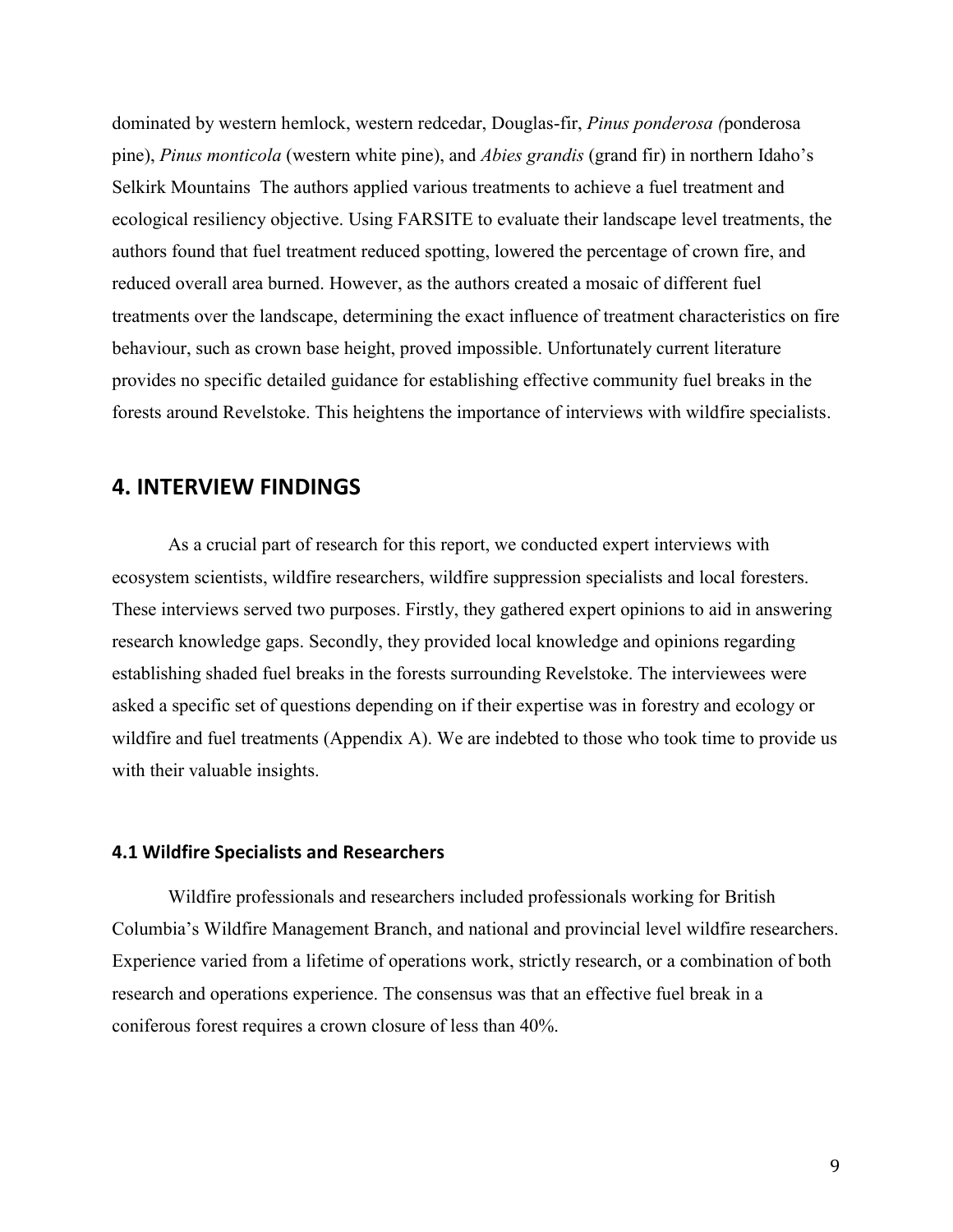dominated by western hemlock, western redcedar, Douglas-fir, *Pinus ponderosa (*ponderosa pine), *Pinus monticola* (western white pine), and *Abies grandis* (grand fir) in northern Idaho's Selkirk Mountains The authors applied various treatments to achieve a fuel treatment and ecological resiliency objective. Using FARSITE to evaluate their landscape level treatments, the authors found that fuel treatment reduced spotting, lowered the percentage of crown fire, and reduced overall area burned. However, as the authors created a mosaic of different fuel treatments over the landscape, determining the exact influence of treatment characteristics on fire behaviour, such as crown base height, proved impossible. Unfortunately current literature provides no specific detailed guidance for establishing effective community fuel breaks in the forests around Revelstoke. This heightens the importance of interviews with wildfire specialists.

## 4. INTERVIEW FINDINGS

As a crucial part of research for this report, we conducted expert interviews with ecosystem scientists, wildfire researchers, wildfire suppression specialists and local foresters. These interviews served two purposes. Firstly, they gathered expert opinions to aid in answering research knowledge gaps. Secondly, they provided local knowledge and opinions regarding establishing shaded fuel breaks in the forests surrounding Revelstoke. The interviewees were asked a specific set of questions depending on if their expertise was in forestry and ecology or wildfire and fuel treatments (Appendix A). We are indebted to those who took time to provide us with their valuable insights.

### 4.1 Wildfire Specialists and Researchers

Wildfire professionals and researchers included professionals working for British Columbia's Wildfire Management Branch, and national and provincial level wildfire researchers. Experience varied from a lifetime of operations work, strictly research, or a combination of both research and operations experience. The consensus was that an effective fuel break in a coniferous forest requires a crown closure of less than 40%.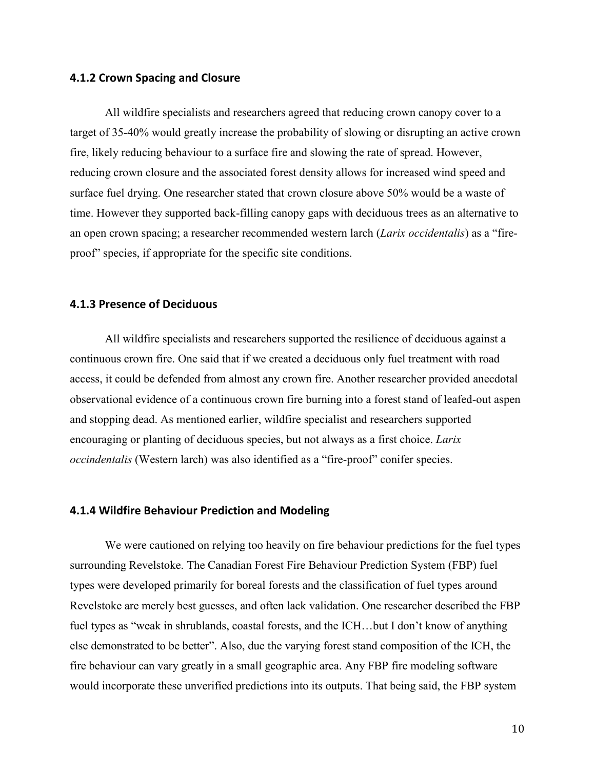### 4.1.2 Crown Spacing and Closure

All wildfire specialists and researchers agreed that reducing crown canopy cover to a target of 35-40% would greatly increase the probability of slowing or disrupting an active crown fire, likely reducing behaviour to a surface fire and slowing the rate of spread. However, reducing crown closure and the associated forest density allows for increased wind speed and surface fuel drying. One researcher stated that crown closure above 50% would be a waste of time. However they supported back-filling canopy gaps with deciduous trees as an alternative to an open crown spacing; a researcher recommended western larch (*Larix occidentalis*) as a "fire-proof" species, if appropriate for the specific site conditions.

### 4.1.3 Presence of Deciduous

All wildfire specialists and researchers supported the resilience of deciduous against a continuous crown fire. One said that if we created a deciduous only fuel treatment with road access, it could be defended from almost any crown fire. Another researcher provided anecdotal observational evidence of a continuous crown fire burning into a forest stand of leafed-out aspen and stopping dead. As mentioned earlier, wildfire specialist and researchers supported encouraging or planting of deciduous species, but not always as a first choice. *Larix occindentalis* (Western larch) was also identified as a "fire-proof" conifer species.

### 4.1.4 Wildfire Behaviour Prediction and Modeling

We were cautioned on relying too heavily on fire behaviour predictions for the fuel types surrounding Revelstoke. The Canadian Forest Fire Behaviour Prediction System (FBP) fuel types were developed primarily for boreal forests and the classification of fuel types around Revelstoke are merely best guesses, and often lack validation. One researcher described the FBP fuel types as "weak in shrublands, coastal forests, and the ICH…but I don't know of anything else demonstrated to be better". Also, due the varying forest stand composition of the ICH, the fire behaviour can vary greatly in a small geographic area. Any FBP fire modeling software would incorporate these unverified predictions into its outputs. That being said, the FBP system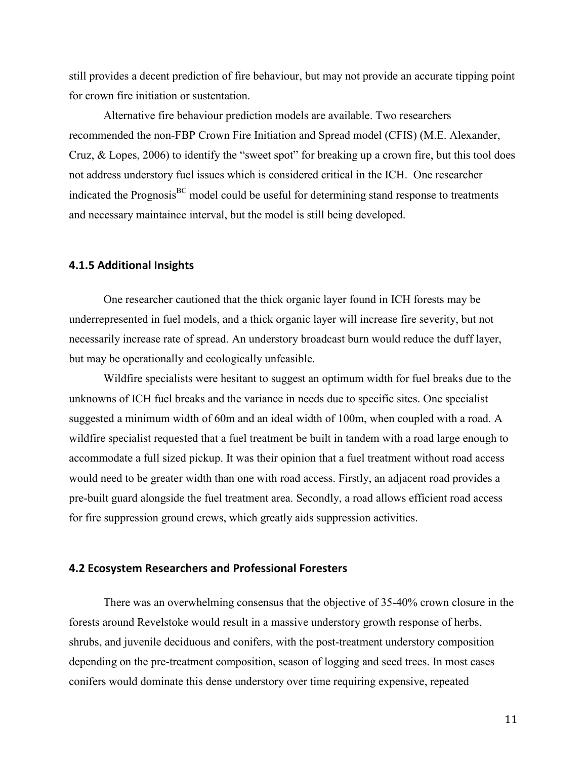still provides a decent prediction of fire behaviour, but may not provide an accurate tipping point for crown fire initiation or sustentation.

Alternative fire behaviour prediction models are available. Two researchers recommended the non-FBP Crown Fire Initiation and Spread model (CFIS) (M.E. Alexander, Cruz, & Lopes, 2006) to identify the "sweet spot" for breaking up a crown fire, but this tool does not address understory fuel issues which is considered critical in the ICH. One researcher indicated the Prognosis$^{BC}$ model could be useful for determining stand response to treatments and necessary maintaince interval, but the model is still being developed.

### 4.1.5 Additional Insights

One researcher cautioned that the thick organic layer found in ICH forests may be underrepresented in fuel models, and a thick organic layer will increase fire severity, but not necessarily increase rate of spread. An understory broadcast burn would reduce the duff layer, but may be operationally and ecologically unfeasible.

Wildfire specialists were hesitant to suggest an optimum width for fuel breaks due to the unknowns of ICH fuel breaks and the variance in needs due to specific sites. One specialist suggested a minimum width of 60m and an ideal width of 100m, when coupled with a road. A wildfire specialist requested that a fuel treatment be built in tandem with a road large enough to accommodate a full sized pickup. It was their opinion that a fuel treatment without road access would need to be greater width than one with road access. Firstly, an adjacent road provides a pre-built guard alongside the fuel treatment area. Secondly, a road allows efficient road access for fire suppression ground crews, which greatly aids suppression activities.

## 4.2 Ecosystem Researchers and Professional Foresters

There was an overwhelming consensus that the objective of 35-40% crown closure in the forests around Revelstoke would result in a massive understory growth response of herbs, shrubs, and juvenile deciduous and conifers, with the post-treatment understory composition depending on the pre-treatment composition, season of logging and seed trees. In most cases conifers would dominate this dense understory over time requiring expensive, repeated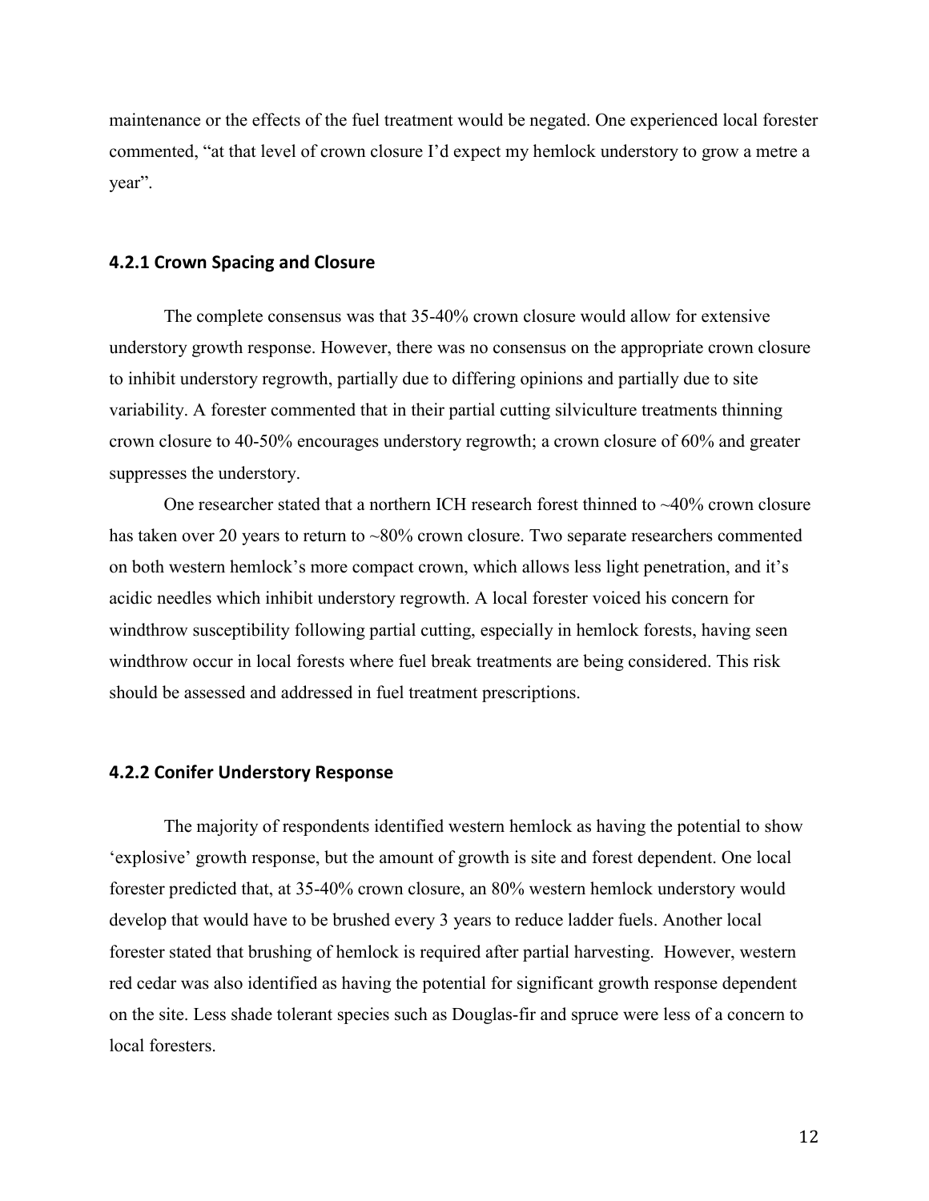maintenance or the effects of the fuel treatment would be negated. One experienced local forester commented, "at that level of crown closure I'd expect my hemlock understory to grow a metre a year".

### 4.2.1 Crown Spacing and Closure

The complete consensus was that 35-40% crown closure would allow for extensive understory growth response. However, there was no consensus on the appropriate crown closure to inhibit understory regrowth, partially due to differing opinions and partially due to site variability. A forester commented that in their partial cutting silviculture treatments thinning crown closure to 40-50% encourages understory regrowth; a crown closure of 60% and greater suppresses the understory.

One researcher stated that a northern ICH research forest thinned to ~40% crown closure has taken over 20 years to return to ~80% crown closure. Two separate researchers commented on both western hemlock's more compact crown, which allows less light penetration, and it's acidic needles which inhibit understory regrowth. A local forester voiced his concern for windthrow susceptibility following partial cutting, especially in hemlock forests, having seen windthrow occur in local forests where fuel break treatments are being considered. This risk should be assessed and addressed in fuel treatment prescriptions.

### 4.2.2 Conifer Understory Response

The majority of respondents identified western hemlock as having the potential to show 'explosive' growth response, but the amount of growth is site and forest dependent. One local forester predicted that, at 35-40% crown closure, an 80% western hemlock understory would develop that would have to be brushed every 3 years to reduce ladder fuels. Another local forester stated that brushing of hemlock is required after partial harvesting. However, western red cedar was also identified as having the potential for significant growth response dependent on the site. Less shade tolerant species such as Douglas-fir and spruce were less of a concern to local foresters.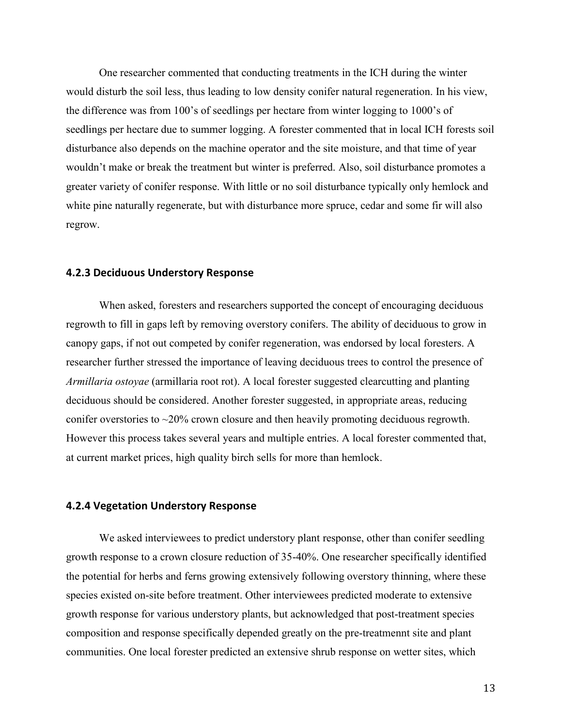One researcher commented that conducting treatments in the ICH during the winter would disturb the soil less, thus leading to low density conifer natural regeneration. In his view, the difference was from 100's of seedlings per hectare from winter logging to 1000's of seedlings per hectare due to summer logging. A forester commented that in local ICH forests soil disturbance also depends on the machine operator and the site moisture, and that time of year wouldn't make or break the treatment but winter is preferred. Also, soil disturbance promotes a greater variety of conifer response. With little or no soil disturbance typically only hemlock and white pine naturally regenerate, but with disturbance more spruce, cedar and some fir will also regrow.

### 4.2.3 Deciduous Understory Response

When asked, foresters and researchers supported the concept of encouraging deciduous regrowth to fill in gaps left by removing overstory conifers. The ability of deciduous to grow in canopy gaps, if not out competed by conifer regeneration, was endorsed by local foresters. A researcher further stressed the importance of leaving deciduous trees to control the presence of *Armillaria ostoyae* (armillaria root rot). A local forester suggested clearcutting and planting deciduous should be considered. Another forester suggested, in appropriate areas, reducing conifer overstories to ~20% crown closure and then heavily promoting deciduous regrowth. However this process takes several years and multiple entries. A local forester commented that, at current market prices, high quality birch sells for more than hemlock.

### 4.2.4 Vegetation Understory Response

We asked interviewees to predict understory plant response, other than conifer seedling growth response to a crown closure reduction of 35-40%. One researcher specifically identified the potential for herbs and ferns growing extensively following overstory thinning, where these species existed on-site before treatment. Other interviewees predicted moderate to extensive growth response for various understory plants, but acknowledged that post-treatment species composition and response specifically depended greatly on the pre-treatmennt site and plant communities. One local forester predicted an extensive shrub response on wetter sites, which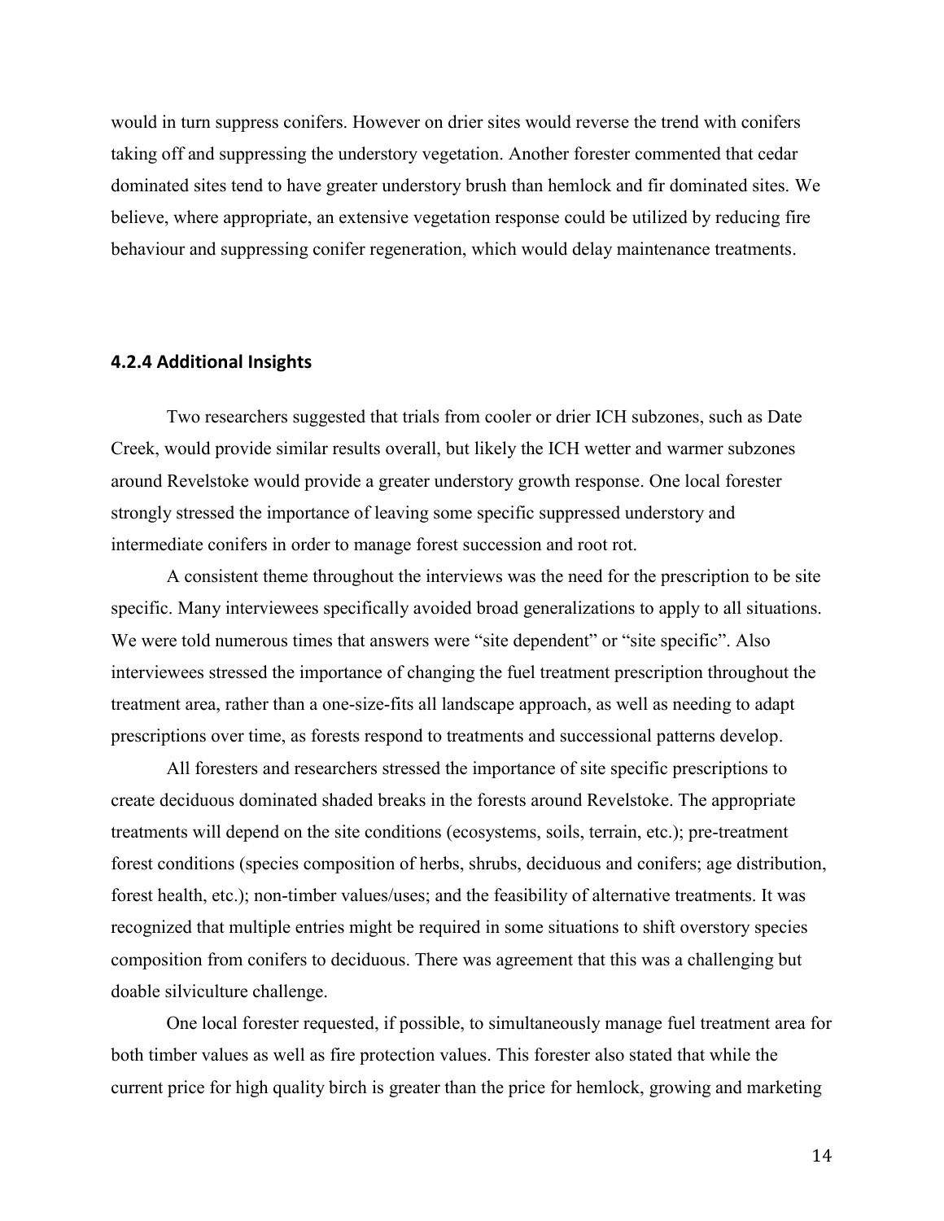would in turn suppress conifers. However on drier sites would reverse the trend with conifers taking off and suppressing the understory vegetation. Another forester commented that cedar dominated sites tend to have greater understory brush than hemlock and fir dominated sites. We believe, where appropriate, an extensive vegetation response could be utilized by reducing fire behaviour and suppressing conifer regeneration, which would delay maintenance treatments.

### 4.2.4 Additional Insights

Two researchers suggested that trials from cooler or drier ICH subzones, such as Date Creek, would provide similar results overall, but likely the ICH wetter and warmer subzones around Revelstoke would provide a greater understory growth response. One local forester strongly stressed the importance of leaving some specific suppressed understory and intermediate conifers in order to manage forest succession and root rot.

A consistent theme throughout the interviews was the need for the prescription to be site specific. Many interviewees specifically avoided broad generalizations to apply to all situations. We were told numerous times that answers were "site dependent" or "site specific". Also interviewees stressed the importance of changing the fuel treatment prescription throughout the treatment area, rather than a one-size-fits all landscape approach, as well as needing to adapt prescriptions over time, as forests respond to treatments and successional patterns develop.

All foresters and researchers stressed the importance of site specific prescriptions to create deciduous dominated shaded breaks in the forests around Revelstoke. The appropriate treatments will depend on the site conditions (ecosystems, soils, terrain, etc.); pre-treatment forest conditions (species composition of herbs, shrubs, deciduous and conifers; age distribution, forest health, etc.); non-timber values/uses; and the feasibility of alternative treatments. It was recognized that multiple entries might be required in some situations to shift overstory species composition from conifers to deciduous. There was agreement that this was a challenging but doable silviculture challenge.

One local forester requested, if possible, to simultaneously manage fuel treatment area for both timber values as well as fire protection values. This forester also stated that while the current price for high quality birch is greater than the price for hemlock, growing and marketing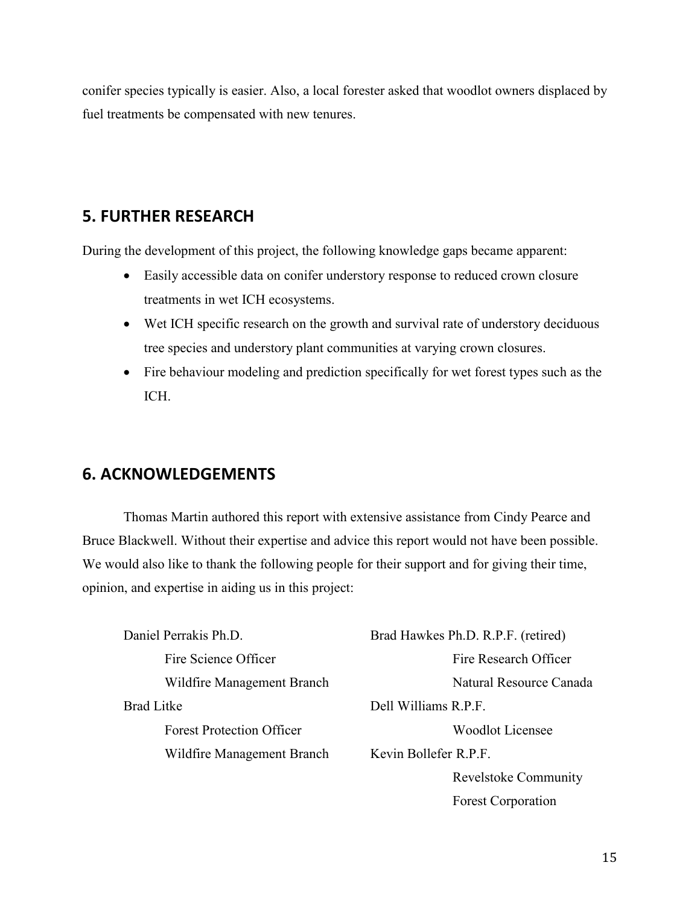conifer species typically is easier. Also, a local forester asked that woodlot owners displaced by fuel treatments be compensated with new tenures.

## 5. FURTHER RESEARCH

During the development of this project, the following knowledge gaps became apparent:

- Easily accessible data on conifer understory response to reduced crown closure treatments in wet ICH ecosystems.
- Wet ICH specific research on the growth and survival rate of understory deciduous tree species and understory plant communities at varying crown closures.
- Fire behaviour modeling and prediction specifically for wet forest types such as the ICH.

## 6. ACKNOWLEDGEMENTS

Thomas Martin authored this report with extensive assistance from Cindy Pearce and Bruce Blackwell. Without their expertise and advice this report would not have been possible. We would also like to thank the following people for their support and for giving their time, opinion, and expertise in aiding us in this project:

Daniel Perrakis Ph.D.
Fire Science Officer
Wildfire Management Branch

Brad Litke
Forest Protection Officer
Wildfire Management Branch

Brad Hawkes Ph.D. R.P.F. (retired)
Fire Research Officer
Natural Resource Canada

Dell Williams R.P.F.
Woodlot Licensee

Kevin Bollefer R.P.F.
Revelstoke Community
Forest Corporation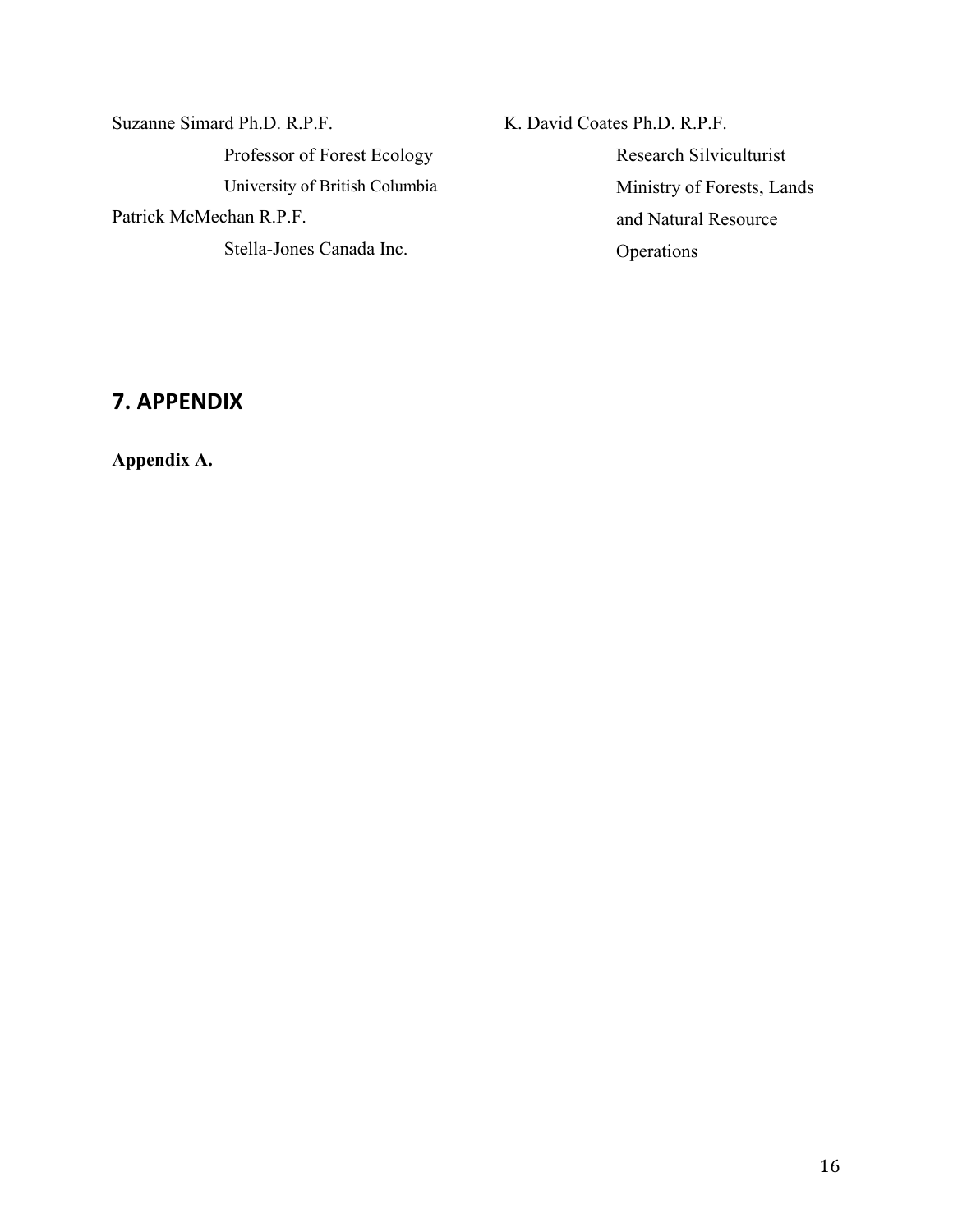Suzanne Simard Ph.D. R.P.F.

Professor of Forest Ecology

University of British Columbia

Patrick McMechan R.P.F.

Stella-Jones Canada Inc.

K. David Coates Ph.D. R.P.F.

Research Silviculturist

Ministry of Forests, Lands and Natural Resource Operations

## 7. APPENDIX

**Appendix A.**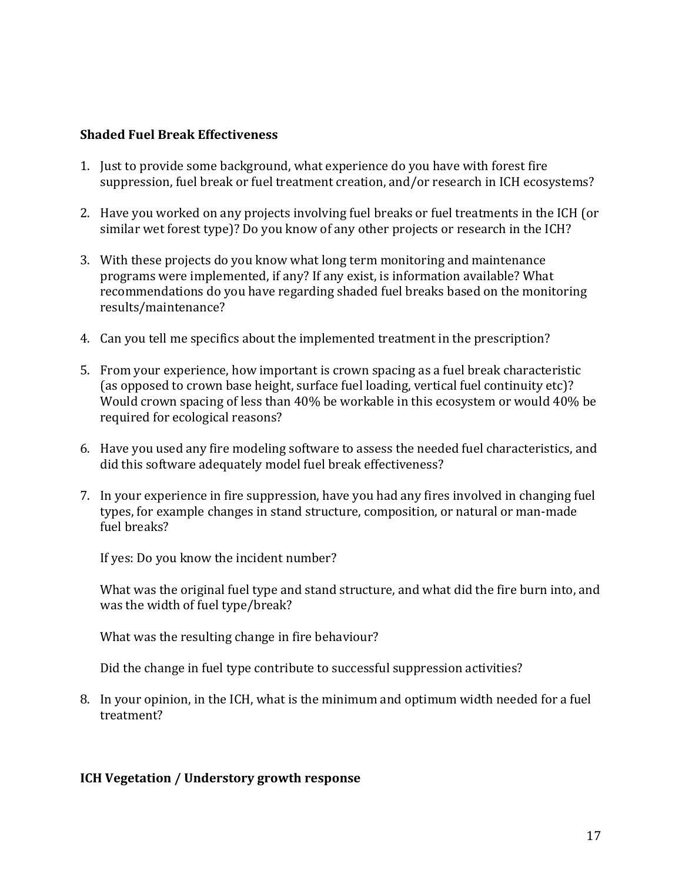**Shaded Fuel Break Effectiveness**

1. Just to provide some background, what experience do you have with forest fire suppression, fuel break or fuel treatment creation, and/or research in ICH ecosystems?

2. Have you worked on any projects involving fuel breaks or fuel treatments in the ICH (or similar wet forest type)? Do you know of any other projects or research in the ICH?

3. With these projects do you know what long term monitoring and maintenance programs were implemented, if any? If any exist, is information available? What recommendations do you have regarding shaded fuel breaks based on the monitoring results/maintenance?

4. Can you tell me specifics about the implemented treatment in the prescription?

5. From your experience, how important is crown spacing as a fuel break characteristic (as opposed to crown base height, surface fuel loading, vertical fuel continuity etc)? Would crown spacing of less than 40% be workable in this ecosystem or would 40% be required for ecological reasons?

6. Have you used any fire modeling software to assess the needed fuel characteristics, and did this software adequately model fuel break effectiveness?

7. In your experience in fire suppression, have you had any fires involved in changing fuel types, for example changes in stand structure, composition, or natural or man-made fuel breaks?

   If yes: Do you know the incident number?

   What was the original fuel type and stand structure, and what did the fire burn into, and was the width of fuel type/break?

   What was the resulting change in fire behaviour?

   Did the change in fuel type contribute to successful suppression activities?

8. In your opinion, in the ICH, what is the minimum and optimum width needed for a fuel treatment?

**ICH Vegetation / Understory growth response**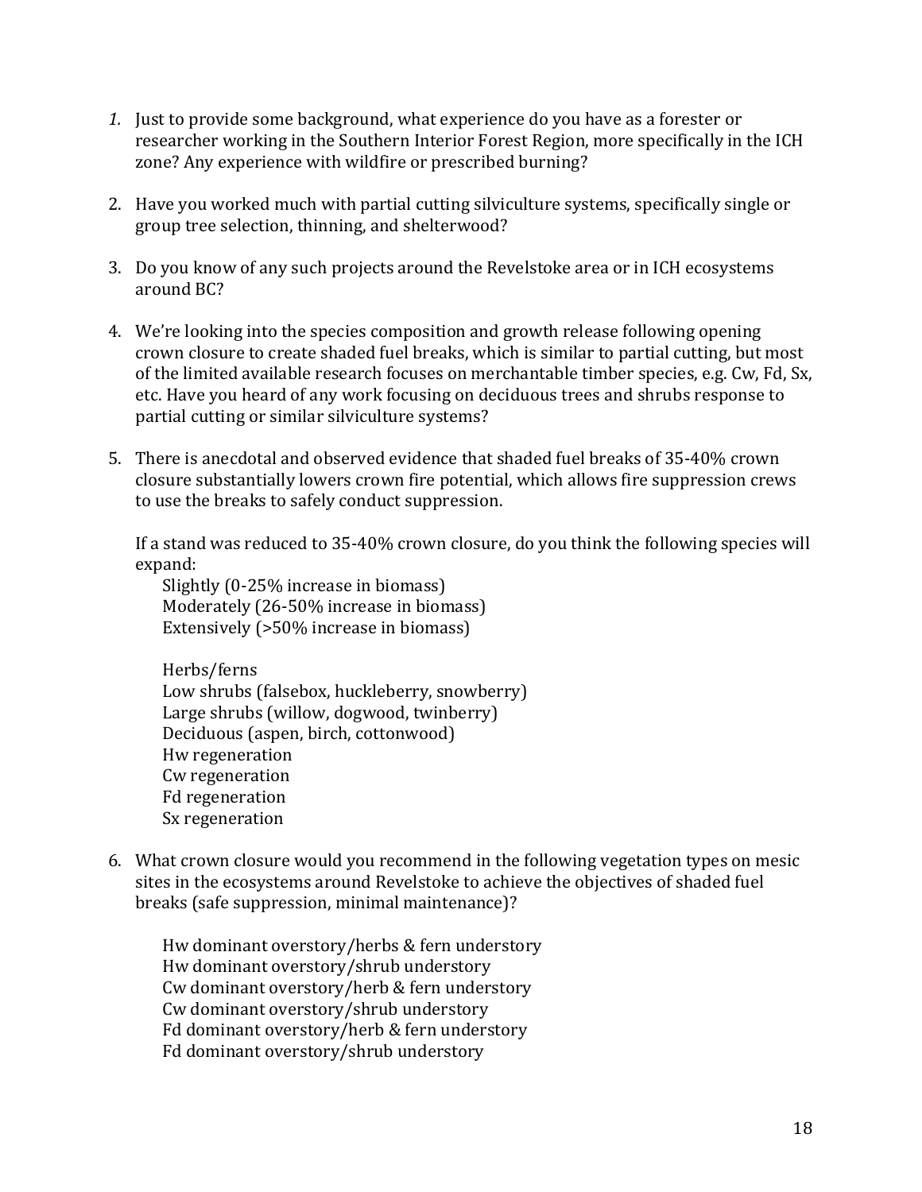1. Just to provide some background, what experience do you have as a forester or researcher working in the Southern Interior Forest Region, more specifically in the ICH zone? Any experience with wildfire or prescribed burning?

2. Have you worked much with partial cutting silviculture systems, specifically single or group tree selection, thinning, and shelterwood?

3. Do you know of any such projects around the Revelstoke area or in ICH ecosystems around BC?

4. We're looking into the species composition and growth release following opening crown closure to create shaded fuel breaks, which is similar to partial cutting, but most of the limited available research focuses on merchantable timber species, e.g. Cw, Fd, Sx, etc. Have you heard of any work focusing on deciduous trees and shrubs response to partial cutting or similar silviculture systems?

5. There is anecdotal and observed evidence that shaded fuel breaks of 35-40% crown closure substantially lowers crown fire potential, which allows fire suppression crews to use the breaks to safely conduct suppression.

   If a stand was reduced to 35-40% crown closure, do you think the following species will expand:

   Slightly (0-25% increase in biomass)
   Moderately (26-50% increase in biomass)
   Extensively (>50% increase in biomass)

   Herbs/ferns
   Low shrubs (falsebox, huckleberry, snowberry)
   Large shrubs (willow, dogwood, twinberry)
   Deciduous (aspen, birch, cottonwood)
   Hw regeneration
   Cw regeneration
   Fd regeneration
   Sx regeneration

6. What crown closure would you recommend in the following vegetation types on mesic sites in the ecosystems around Revelstoke to achieve the objectives of shaded fuel breaks (safe suppression, minimal maintenance)?

   Hw dominant overstory/herbs & fern understory
   Hw dominant overstory/shrub understory
   Cw dominant overstory/herb & fern understory
   Cw dominant overstory/shrub understory
   Fd dominant overstory/herb & fern understory
   Fd dominant overstory/shrub understory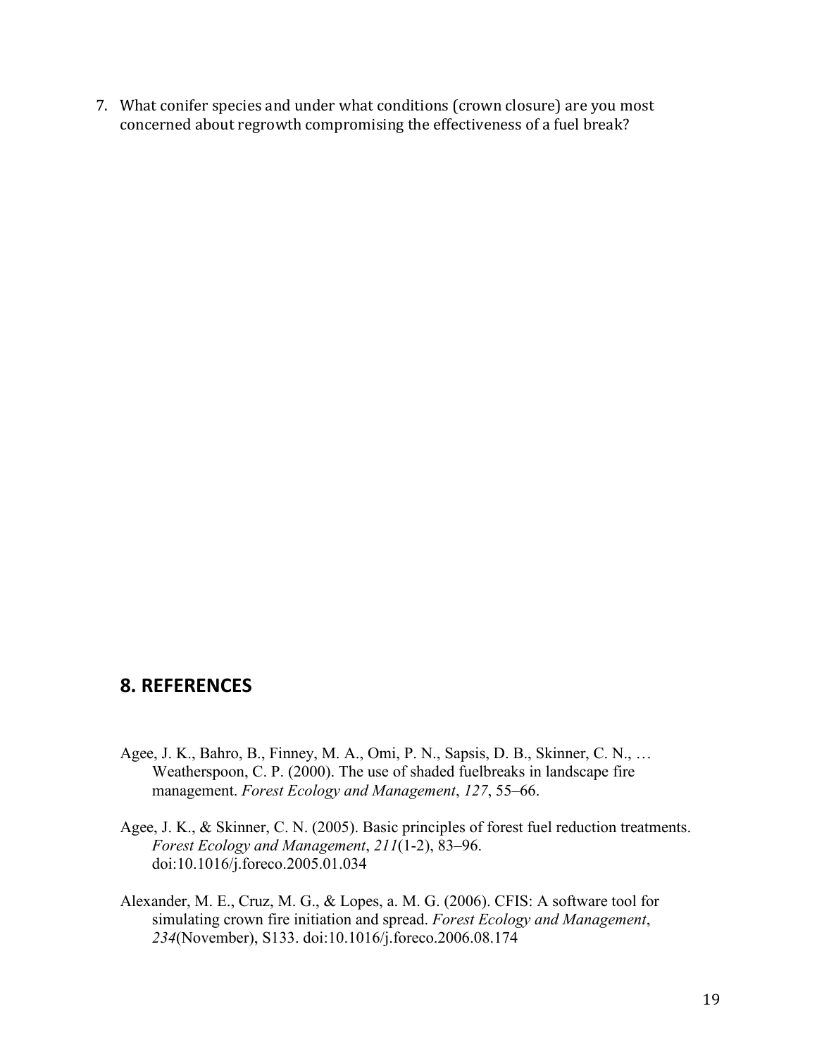7. What conifer species and under what conditions (crown closure) are you most concerned about regrowth compromising the effectiveness of a fuel break?

## 8. REFERENCES

Agee, J. K., Bahro, B., Finney, M. A., Omi, P. N., Sapsis, D. B., Skinner, C. N., … Weatherspoon, C. P. (2000). The use of shaded fuelbreaks in landscape fire management. *Forest Ecology and Management*, *127*, 55–66.

Agee, J. K., & Skinner, C. N. (2005). Basic principles of forest fuel reduction treatments. *Forest Ecology and Management*, *211*(1-2), 83–96. doi:10.1016/j.foreco.2005.01.034

Alexander, M. E., Cruz, M. G., & Lopes, a. M. G. (2006). CFIS: A software tool for simulating crown fire initiation and spread. *Forest Ecology and Management*, *234*(November), S133. doi:10.1016/j.foreco.2006.08.174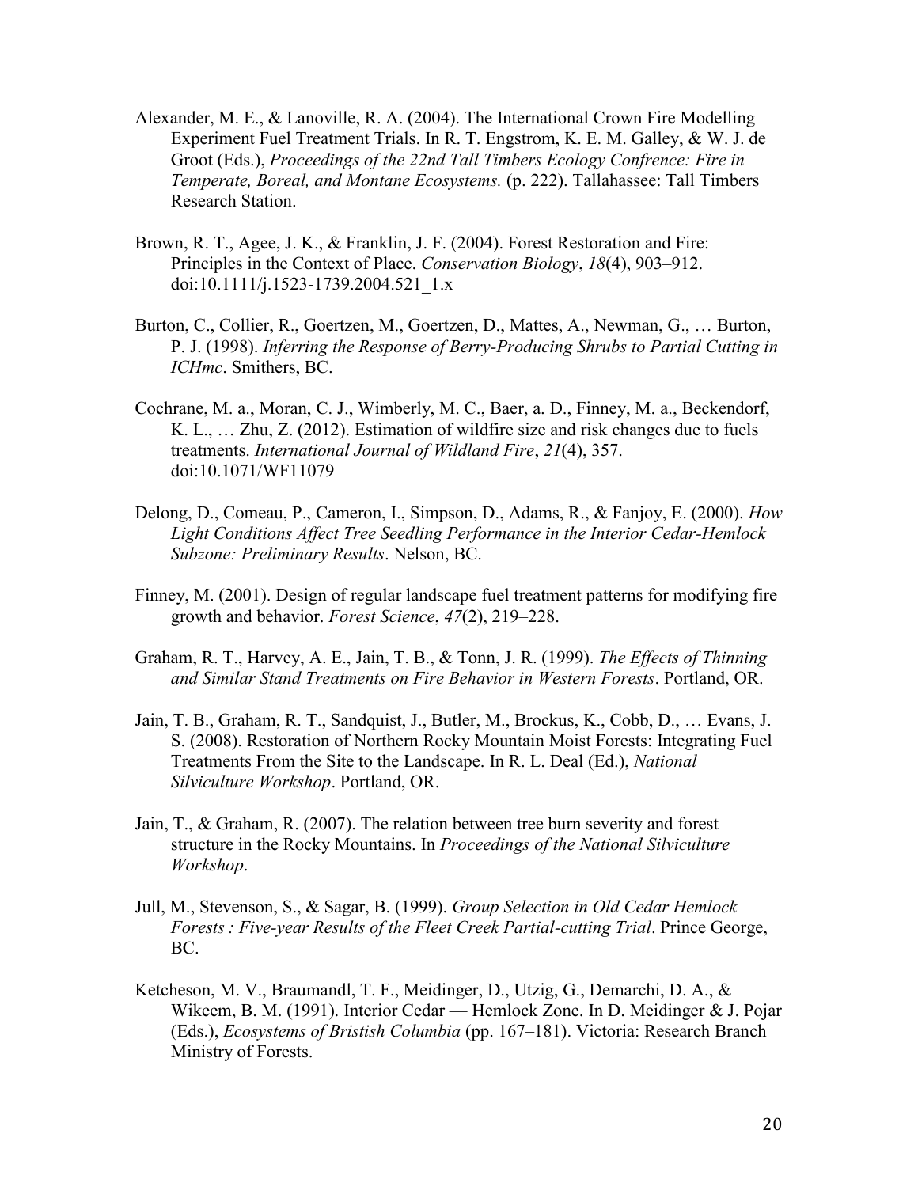Alexander, M. E., & Lanoville, R. A. (2004). The International Crown Fire Modelling Experiment Fuel Treatment Trials. In R. T. Engstrom, K. E. M. Galley, & W. J. de Groot (Eds.), *Proceedings of the 22nd Tall Timbers Ecology Confrence: Fire in Temperate, Boreal, and Montane Ecosystems.* (p. 222). Tallahassee: Tall Timbers Research Station.

Brown, R. T., Agee, J. K., & Franklin, J. F. (2004). Forest Restoration and Fire: Principles in the Context of Place. *Conservation Biology*, *18*(4), 903–912. doi:10.1111/j.1523-1739.2004.521_1.x

Burton, C., Collier, R., Goertzen, M., Goertzen, D., Mattes, A., Newman, G., … Burton, P. J. (1998). *Inferring the Response of Berry-Producing Shrubs to Partial Cutting in ICHmc*. Smithers, BC.

Cochrane, M. a., Moran, C. J., Wimberly, M. C., Baer, a. D., Finney, M. a., Beckendorf, K. L., … Zhu, Z. (2012). Estimation of wildfire size and risk changes due to fuels treatments. *International Journal of Wildland Fire*, *21*(4), 357. doi:10.1071/WF11079

Delong, D., Comeau, P., Cameron, I., Simpson, D., Adams, R., & Fanjoy, E. (2000). *How Light Conditions Affect Tree Seedling Performance in the Interior Cedar-Hemlock Subzone: Preliminary Results*. Nelson, BC.

Finney, M. (2001). Design of regular landscape fuel treatment patterns for modifying fire growth and behavior. *Forest Science*, *47*(2), 219–228.

Graham, R. T., Harvey, A. E., Jain, T. B., & Tonn, J. R. (1999). *The Effects of Thinning and Similar Stand Treatments on Fire Behavior in Western Forests*. Portland, OR.

Jain, T. B., Graham, R. T., Sandquist, J., Butler, M., Brockus, K., Cobb, D., … Evans, J. S. (2008). Restoration of Northern Rocky Mountain Moist Forests: Integrating Fuel Treatments From the Site to the Landscape. In R. L. Deal (Ed.), *National Silviculture Workshop*. Portland, OR.

Jain, T., & Graham, R. (2007). The relation between tree burn severity and forest structure in the Rocky Mountains. In *Proceedings of the National Silviculture Workshop*.

Jull, M., Stevenson, S., & Sagar, B. (1999). *Group Selection in Old Cedar Hemlock Forests : Five-year Results of the Fleet Creek Partial-cutting Trial*. Prince George, BC.

Ketcheson, M. V., Braumandl, T. F., Meidinger, D., Utzig, G., Demarchi, D. A., & Wikeem, B. M. (1991). Interior Cedar — Hemlock Zone. In D. Meidinger & J. Pojar (Eds.), *Ecosystems of Bristish Columbia* (pp. 167–181). Victoria: Research Branch Ministry of Forests.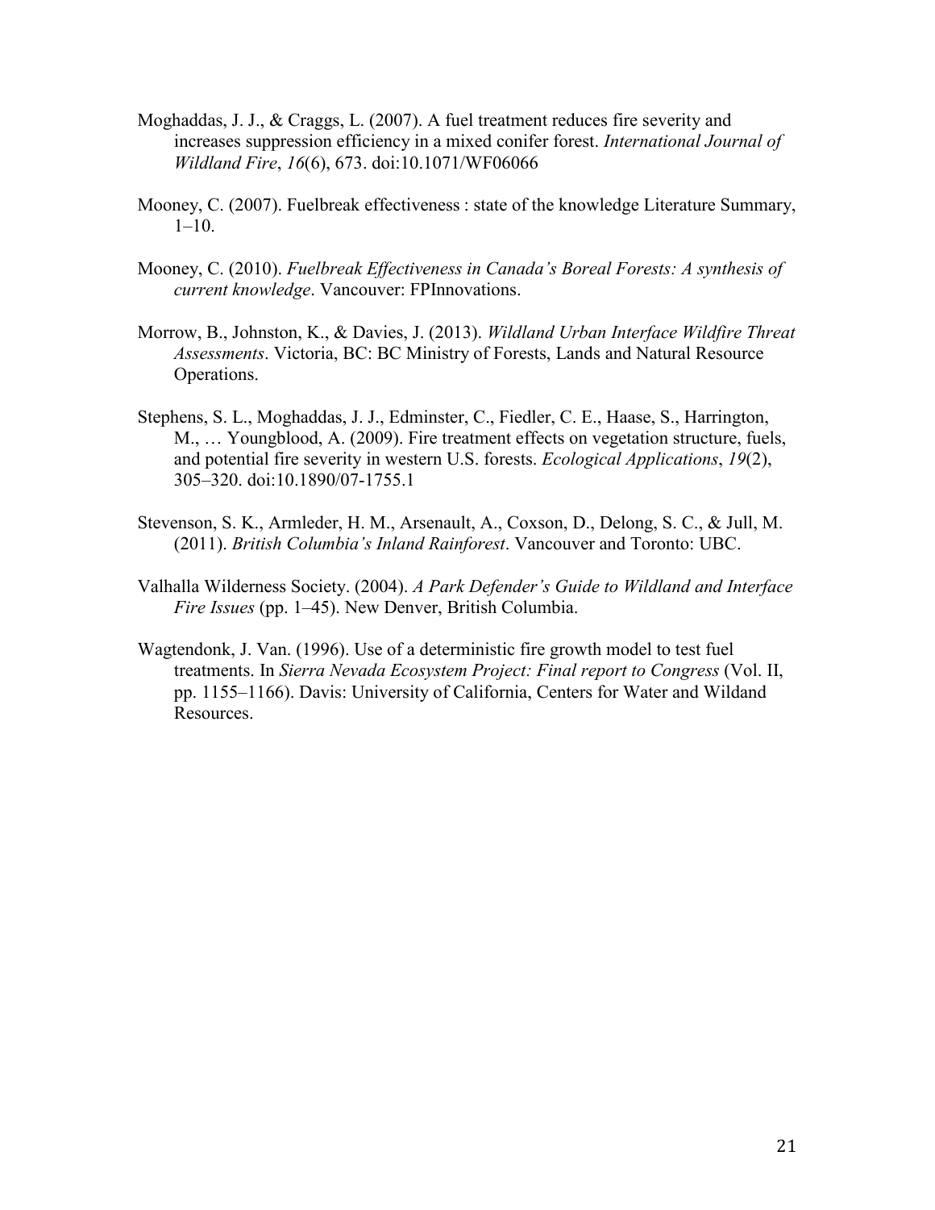Moghaddas, J. J., & Craggs, L. (2007). A fuel treatment reduces fire severity and increases suppression efficiency in a mixed conifer forest. *International Journal of Wildland Fire*, *16*(6), 673. doi:10.1071/WF06066

Mooney, C. (2007). Fuelbreak effectiveness : state of the knowledge Literature Summary, 1–10.

Mooney, C. (2010). *Fuelbreak Effectiveness in Canada's Boreal Forests: A synthesis of current knowledge*. Vancouver: FPInnovations.

Morrow, B., Johnston, K., & Davies, J. (2013). *Wildland Urban Interface Wildfire Threat Assessments*. Victoria, BC: BC Ministry of Forests, Lands and Natural Resource Operations.

Stephens, S. L., Moghaddas, J. J., Edminster, C., Fiedler, C. E., Haase, S., Harrington, M., … Youngblood, A. (2009). Fire treatment effects on vegetation structure, fuels, and potential fire severity in western U.S. forests. *Ecological Applications*, *19*(2), 305–320. doi:10.1890/07-1755.1

Stevenson, S. K., Armleder, H. M., Arsenault, A., Coxson, D., Delong, S. C., & Jull, M. (2011). *British Columbia's Inland Rainforest*. Vancouver and Toronto: UBC.

Valhalla Wilderness Society. (2004). *A Park Defender's Guide to Wildland and Interface Fire Issues* (pp. 1–45). New Denver, British Columbia.

Wagtendonk, J. Van. (1996). Use of a deterministic fire growth model to test fuel treatments. In *Sierra Nevada Ecosystem Project: Final report to Congress* (Vol. II, pp. 1155–1166). Davis: University of California, Centers for Water and Wildand Resources.